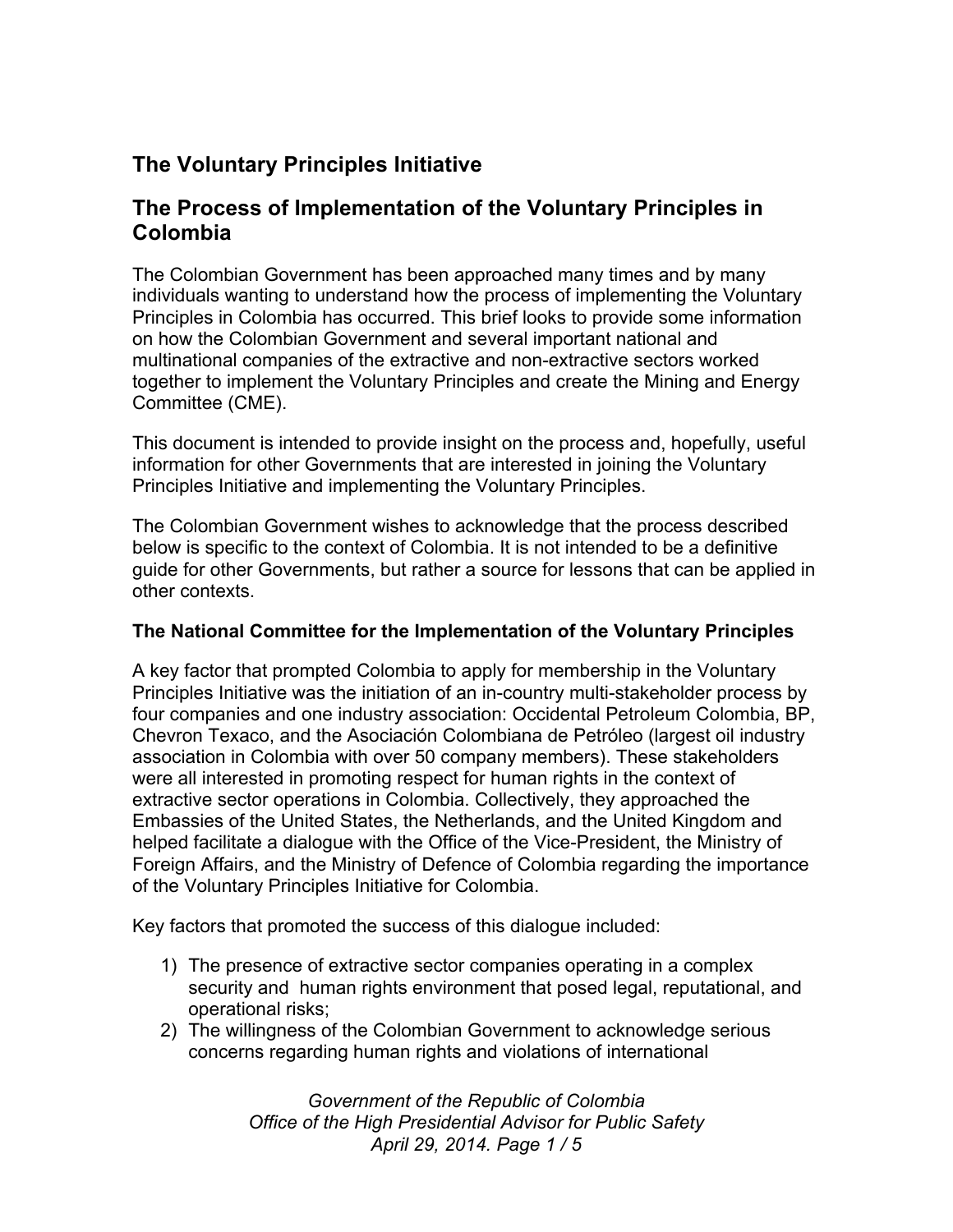# The Voluntary Principles Initiative

## The Process of Implementation of the Voluntary Principles in Colombia

The Colombian Government has been approached many times and by many individuals wanting to understand how the process of implementing the Voluntary Principles in Colombia has occurred. This brief looks to provide some information on how the Colombian Government and several important national and multinational companies of the extractive and non-extractive sectors worked together to implement the Voluntary Principles and create the Mining and Energy Committee (CME).

This document is intended to provide insight on the process and, hopefully, useful information for other Governments that are interested in joining the Voluntary Principles Initiative and implementing the Voluntary Principles.

The Colombian Government wishes to acknowledge that the process described below is specific to the context of Colombia. It is not intended to be a definitive guide for other Governments, but rather a source for lessons that can be applied in other contexts.

### The National Committee for the Implementation of the Voluntary Principles

A key factor that prompted Colombia to apply for membership in the Voluntary Principles Initiative was the initiation of an in-country multi-stakeholder process by four companies and one industry association: Occidental Petroleum Colombia, BP, Chevron Texaco, and the Asociación Colombiana de Petróleo (largest oil industry association in Colombia with over 50 company members). These stakeholders were all interested in promoting respect for human rights in the context of extractive sector operations in Colombia. Collectively, they approached the Embassies of the United States, the Netherlands, and the United Kingdom and helped facilitate a dialogue with the Office of the Vice-President, the Ministry of Foreign Affairs, and the Ministry of Defence of Colombia regarding the importance of the Voluntary Principles Initiative for Colombia.

Key factors that promoted the success of this dialogue included:

1) The presence of extractive sector companies operating in a complex security and human rights environment that posed legal, reputational, and operational risks;
2) The willingness of the Colombian Government to acknowledge serious concerns regarding human rights and violations of international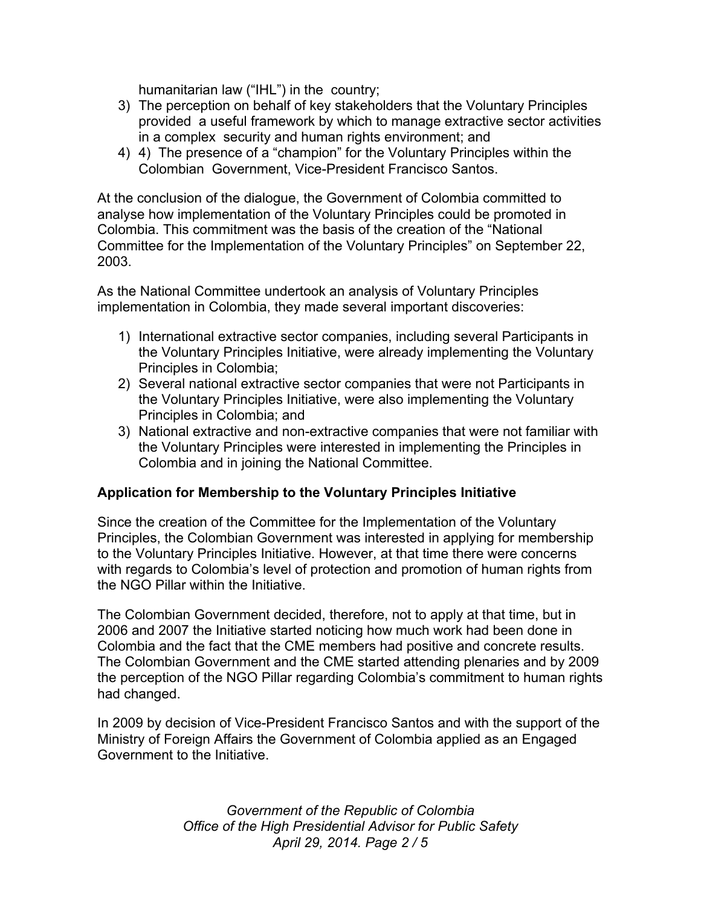humanitarian law ("IHL") in the country;

3) The perception on behalf of key stakeholders that the Voluntary Principles provided a useful framework by which to manage extractive sector activities in a complex security and human rights environment; and
4) 4) The presence of a "champion" for the Voluntary Principles within the Colombian Government, Vice-President Francisco Santos.

At the conclusion of the dialogue, the Government of Colombia committed to analyse how implementation of the Voluntary Principles could be promoted in Colombia. This commitment was the basis of the creation of the "National Committee for the Implementation of the Voluntary Principles" on September 22, 2003.

As the National Committee undertook an analysis of Voluntary Principles implementation in Colombia, they made several important discoveries:

1) International extractive sector companies, including several Participants in the Voluntary Principles Initiative, were already implementing the Voluntary Principles in Colombia;
2) Several national extractive sector companies that were not Participants in the Voluntary Principles Initiative, were also implementing the Voluntary Principles in Colombia; and
3) National extractive and non-extractive companies that were not familiar with the Voluntary Principles were interested in implementing the Principles in Colombia and in joining the National Committee.

**Application for Membership to the Voluntary Principles Initiative**

Since the creation of the Committee for the Implementation of the Voluntary Principles, the Colombian Government was interested in applying for membership to the Voluntary Principles Initiative. However, at that time there were concerns with regards to Colombia's level of protection and promotion of human rights from the NGO Pillar within the Initiative.

The Colombian Government decided, therefore, not to apply at that time, but in 2006 and 2007 the Initiative started noticing how much work had been done in Colombia and the fact that the CME members had positive and concrete results. The Colombian Government and the CME started attending plenaries and by 2009 the perception of the NGO Pillar regarding Colombia's commitment to human rights had changed.

In 2009 by decision of Vice-President Francisco Santos and with the support of the Ministry of Foreign Affairs the Government of Colombia applied as an Engaged Government to the Initiative.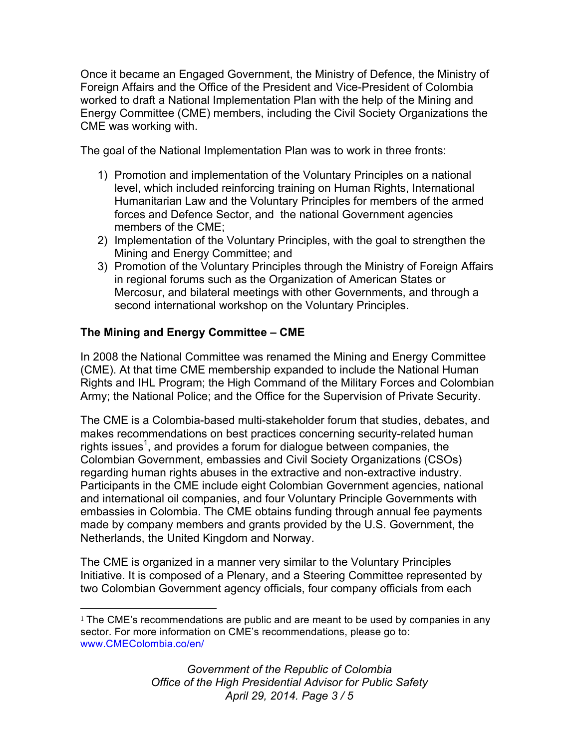Once it became an Engaged Government, the Ministry of Defence, the Ministry of Foreign Affairs and the Office of the President and Vice-President of Colombia worked to draft a National Implementation Plan with the help of the Mining and Energy Committee (CME) members, including the Civil Society Organizations the CME was working with.

The goal of the National Implementation Plan was to work in three fronts:

1) Promotion and implementation of the Voluntary Principles on a national level, which included reinforcing training on Human Rights, International Humanitarian Law and the Voluntary Principles for members of the armed forces and Defence Sector, and the national Government agencies members of the CME;
2) Implementation of the Voluntary Principles, with the goal to strengthen the Mining and Energy Committee; and
3) Promotion of the Voluntary Principles through the Ministry of Foreign Affairs in regional forums such as the Organization of American States or Mercosur, and bilateral meetings with other Governments, and through a second international workshop on the Voluntary Principles.

**The Mining and Energy Committee – CME**

In 2008 the National Committee was renamed the Mining and Energy Committee (CME). At that time CME membership expanded to include the National Human Rights and IHL Program; the High Command of the Military Forces and Colombian Army; the National Police; and the Office for the Supervision of Private Security.

The CME is a Colombia-based multi-stakeholder forum that studies, debates, and makes recommendations on best practices concerning security-related human rights issues[1], and provides a forum for dialogue between companies, the Colombian Government, embassies and Civil Society Organizations (CSOs) regarding human rights abuses in the extractive and non-extractive industry. Participants in the CME include eight Colombian Government agencies, national and international oil companies, and four Voluntary Principle Governments with embassies in Colombia. The CME obtains funding through annual fee payments made by company members and grants provided by the U.S. Government, the Netherlands, the United Kingdom and Norway.

The CME is organized in a manner very similar to the Voluntary Principles Initiative. It is composed of a Plenary, and a Steering Committee represented by two Colombian Government agency officials, four company officials from each

[1] The CME's recommendations are public and are meant to be used by companies in any sector. For more information on CME's recommendations, please go to: www.CMEColombia.co/en/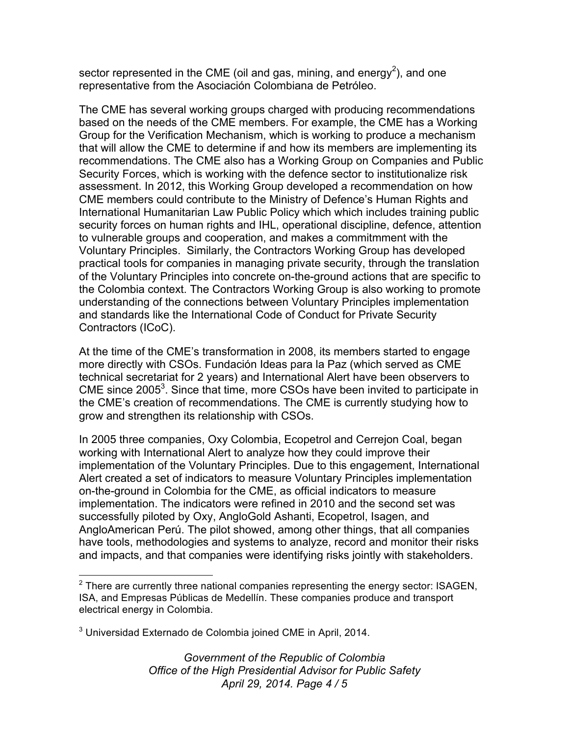sector represented in the CME (oil and gas, mining, and energy[2]), and one representative from the Asociación Colombiana de Petróleo.

The CME has several working groups charged with producing recommendations based on the needs of the CME members. For example, the CME has a Working Group for the Verification Mechanism, which is working to produce a mechanism that will allow the CME to determine if and how its members are implementing its recommendations. The CME also has a Working Group on Companies and Public Security Forces, which is working with the defence sector to institutionalize risk assessment. In 2012, this Working Group developed a recommendation on how CME members could contribute to the Ministry of Defence's Human Rights and International Humanitarian Law Public Policy which which includes training public security forces on human rights and IHL, operational discipline, defence, attention to vulnerable groups and cooperation, and makes a commitmment with the Voluntary Principles. Similarly, the Contractors Working Group has developed practical tools for companies in managing private security, through the translation of the Voluntary Principles into concrete on-the-ground actions that are specific to the Colombia context. The Contractors Working Group is also working to promote understanding of the connections between Voluntary Principles implementation and standards like the International Code of Conduct for Private Security Contractors (ICoC).

At the time of the CME's transformation in 2008, its members started to engage more directly with CSOs. Fundación Ideas para la Paz (which served as CME technical secretariat for 2 years) and International Alert have been observers to CME since 2005[3]. Since that time, more CSOs have been invited to participate in the CME's creation of recommendations. The CME is currently studying how to grow and strengthen its relationship with CSOs.

In 2005 three companies, Oxy Colombia, Ecopetrol and Cerrejon Coal, began working with International Alert to analyze how they could improve their implementation of the Voluntary Principles. Due to this engagement, International Alert created a set of indicators to measure Voluntary Principles implementation on-the-ground in Colombia for the CME, as official indicators to measure implementation. The indicators were refined in 2010 and the second set was successfully piloted by Oxy, AngloGold Ashanti, Ecopetrol, Isagen, and AngloAmerican Perú. The pilot showed, among other things, that all companies have tools, methodologies and systems to analyze, record and monitor their risks and impacts, and that companies were identifying risks jointly with stakeholders.

---

[2] There are currently three national companies representing the energy sector: ISAGEN, ISA, and Empresas Públicas de Medellín. These companies produce and transport electrical energy in Colombia.

[3] Universidad Externado de Colombia joined CME in April, 2014.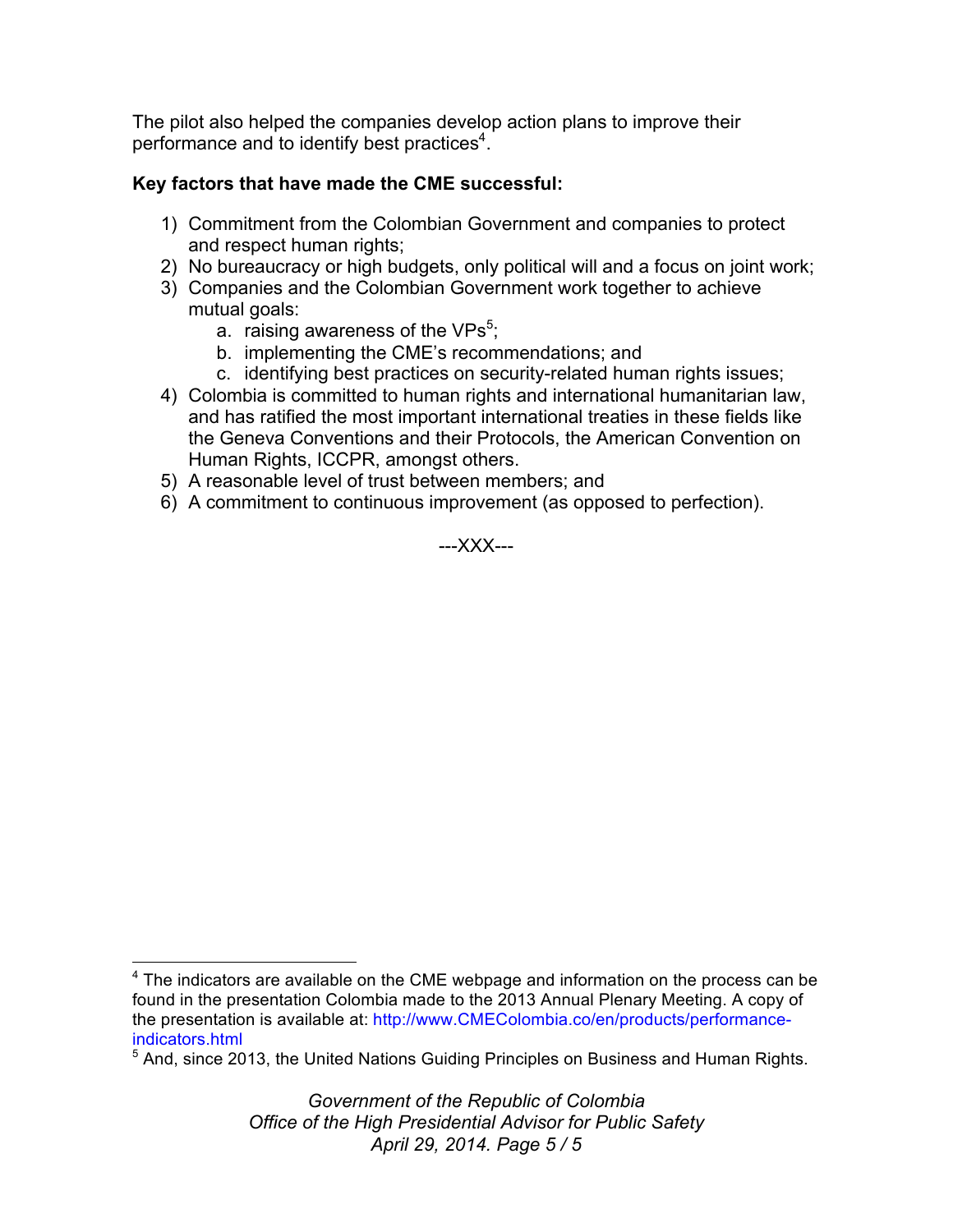The pilot also helped the companies develop action plans to improve their performance and to identify best practices[4].

**Key factors that have made the CME successful:**

1) Commitment from the Colombian Government and companies to protect and respect human rights;
2) No bureaucracy or high budgets, only political will and a focus on joint work;
3) Companies and the Colombian Government work together to achieve mutual goals:
    a. raising awareness of the VPs[5];
    b. implementing the CME's recommendations; and
    c. identifying best practices on security-related human rights issues;
4) Colombia is committed to human rights and international humanitarian law, and has ratified the most important international treaties in these fields like the Geneva Conventions and their Protocols, the American Convention on Human Rights, ICCPR, amongst others.
5) A reasonable level of trust between members; and
6) A commitment to continuous improvement (as opposed to perfection).

---XXX---

[4] The indicators are available on the CME webpage and information on the process can be found in the presentation Colombia made to the 2013 Annual Plenary Meeting. A copy of the presentation is available at: http://www.CMEColombia.co/en/products/performance-indicators.html

[5] And, since 2013, the United Nations Guiding Principles on Business and Human Rights.

*Government of the Republic of Colombia*
*Office of the High Presidential Advisor for Public Safety*
*April 29, 2014.*